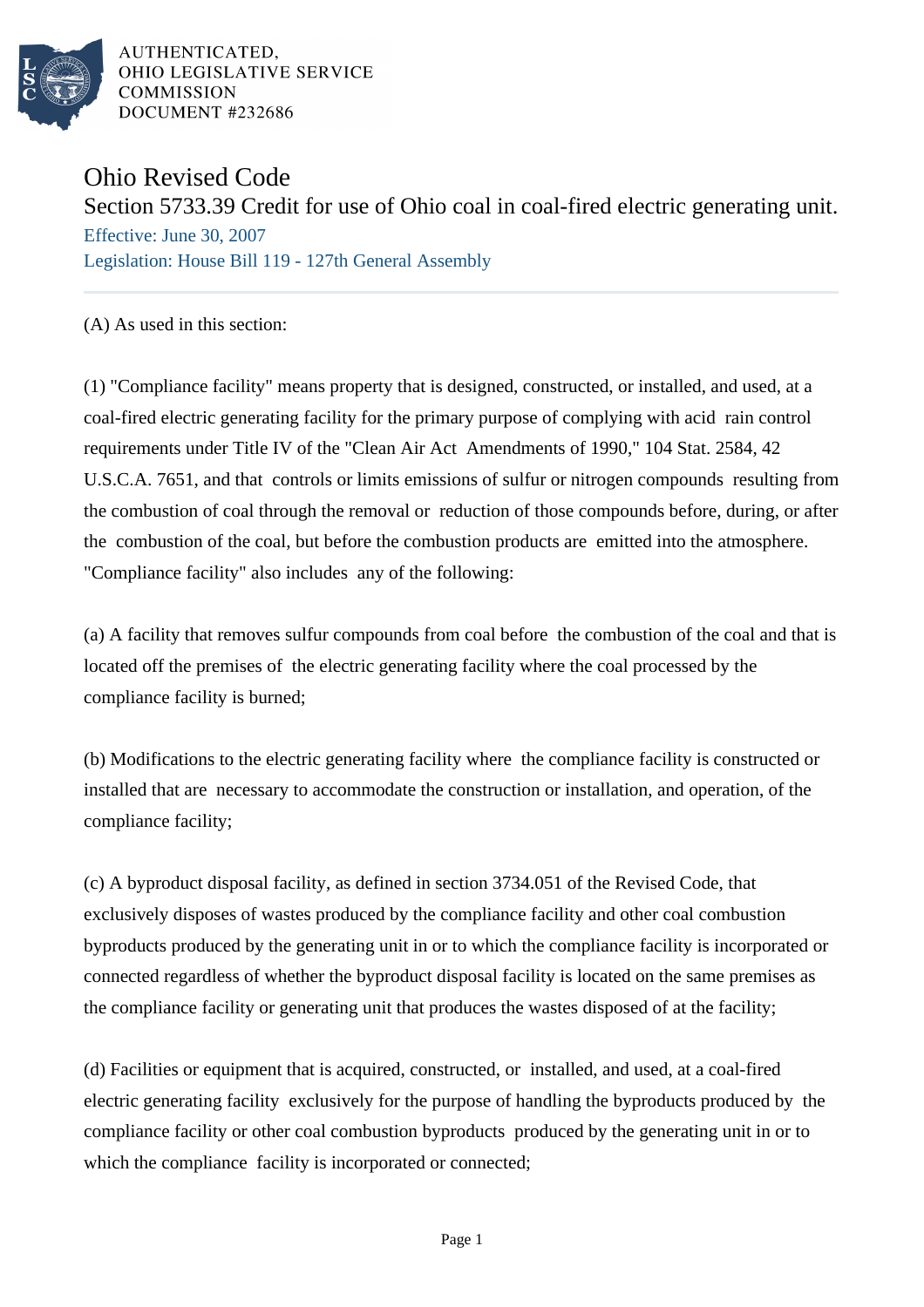AUTHENTICATED,
OHIO LEGISLATIVE SERVICE
COMMISSION
DOCUMENT #232686

# Ohio Revised Code

## Section 5733.39 Credit for use of Ohio coal in coal-fired electric generating unit.

Effective: June 30, 2007

Legislation: House Bill 119 - 127th General Assembly

---

(A) As used in this section:

(1) "Compliance facility" means property that is designed, constructed, or installed, and used, at a coal-fired electric generating facility for the primary purpose of complying with acid rain control requirements under Title IV of the "Clean Air Act Amendments of 1990," 104 Stat. 2584, 42 U.S.C.A. 7651, and that controls or limits emissions of sulfur or nitrogen compounds resulting from the combustion of coal through the removal or reduction of those compounds before, during, or after the combustion of the coal, but before the combustion products are emitted into the atmosphere. "Compliance facility" also includes any of the following:

(a) A facility that removes sulfur compounds from coal before the combustion of the coal and that is located off the premises of the electric generating facility where the coal processed by the compliance facility is burned;

(b) Modifications to the electric generating facility where the compliance facility is constructed or installed that are necessary to accommodate the construction or installation, and operation, of the compliance facility;

(c) A byproduct disposal facility, as defined in section 3734.051 of the Revised Code, that exclusively disposes of wastes produced by the compliance facility and other coal combustion byproducts produced by the generating unit in or to which the compliance facility is incorporated or connected regardless of whether the byproduct disposal facility is located on the same premises as the compliance facility or generating unit that produces the wastes disposed of at the facility;

(d) Facilities or equipment that is acquired, constructed, or installed, and used, at a coal-fired electric generating facility exclusively for the purpose of handling the byproducts produced by the compliance facility or other coal combustion byproducts produced by the generating unit in or to which the compliance facility is incorporated or connected;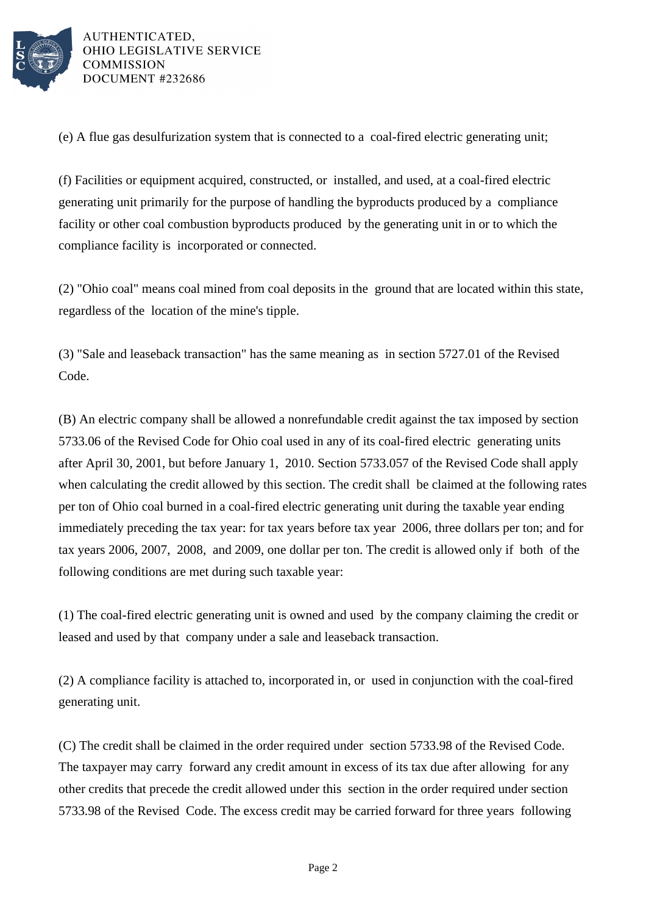(e) A flue gas desulfurization system that is connected to a coal-fired electric generating unit;

(f) Facilities or equipment acquired, constructed, or installed, and used, at a coal-fired electric generating unit primarily for the purpose of handling the byproducts produced by a compliance facility or other coal combustion byproducts produced by the generating unit in or to which the compliance facility is incorporated or connected.

(2) "Ohio coal" means coal mined from coal deposits in the ground that are located within this state, regardless of the location of the mine's tipple.

(3) "Sale and leaseback transaction" has the same meaning as in section 5727.01 of the Revised Code.

(B) An electric company shall be allowed a nonrefundable credit against the tax imposed by section 5733.06 of the Revised Code for Ohio coal used in any of its coal-fired electric generating units after April 30, 2001, but before January 1, 2010. Section 5733.057 of the Revised Code shall apply when calculating the credit allowed by this section. The credit shall be claimed at the following rates per ton of Ohio coal burned in a coal-fired electric generating unit during the taxable year ending immediately preceding the tax year: for tax years before tax year 2006, three dollars per ton; and for tax years 2006, 2007, 2008, and 2009, one dollar per ton. The credit is allowed only if both of the following conditions are met during such taxable year:

(1) The coal-fired electric generating unit is owned and used by the company claiming the credit or leased and used by that company under a sale and leaseback transaction.

(2) A compliance facility is attached to, incorporated in, or used in conjunction with the coal-fired generating unit.

(C) The credit shall be claimed in the order required under section 5733.98 of the Revised Code. The taxpayer may carry forward any credit amount in excess of its tax due after allowing for any other credits that precede the credit allowed under this section in the order required under section 5733.98 of the Revised Code. The excess credit may be carried forward for three years following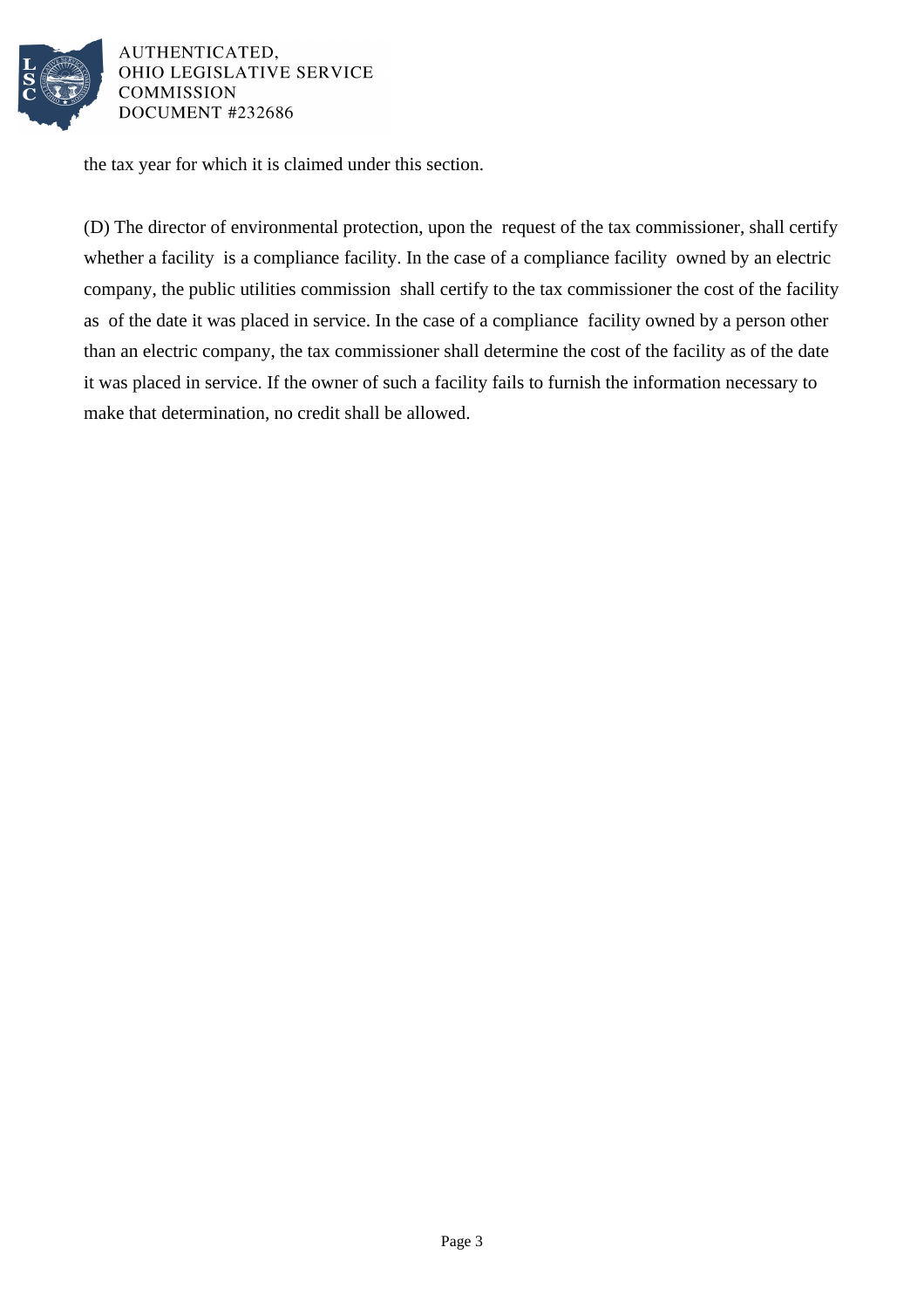the tax year for which it is claimed under this section.

(D) The director of environmental protection, upon the request of the tax commissioner, shall certify whether a facility is a compliance facility. In the case of a compliance facility owned by an electric company, the public utilities commission shall certify to the tax commissioner the cost of the facility as of the date it was placed in service. In the case of a compliance facility owned by a person other than an electric company, the tax commissioner shall determine the cost of the facility as of the date it was placed in service. If the owner of such a facility fails to furnish the information necessary to make that determination, no credit shall be allowed.